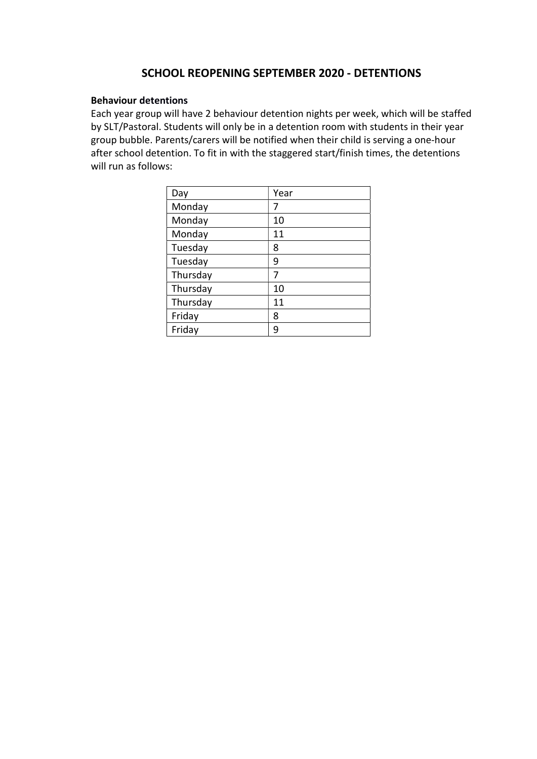# SCHOOL REOPENING SEPTEMBER 2020 - DETENTIONS

**Behaviour detentions**

Each year group will have 2 behaviour detention nights per week, which will be staffed by SLT/Pastoral. Students will only be in a detention room with students in their year group bubble. Parents/carers will be notified when their child is serving a one-hour after school detention. To fit in with the staggered start/finish times, the detentions will run as follows:

| Day | Year |
|---|---|
| Monday | 7 |
| Monday | 10 |
| Monday | 11 |
| Tuesday | 8 |
| Tuesday | 9 |
| Thursday | 7 |
| Thursday | 10 |
| Thursday | 11 |
| Friday | 8 |
| Friday | 9 |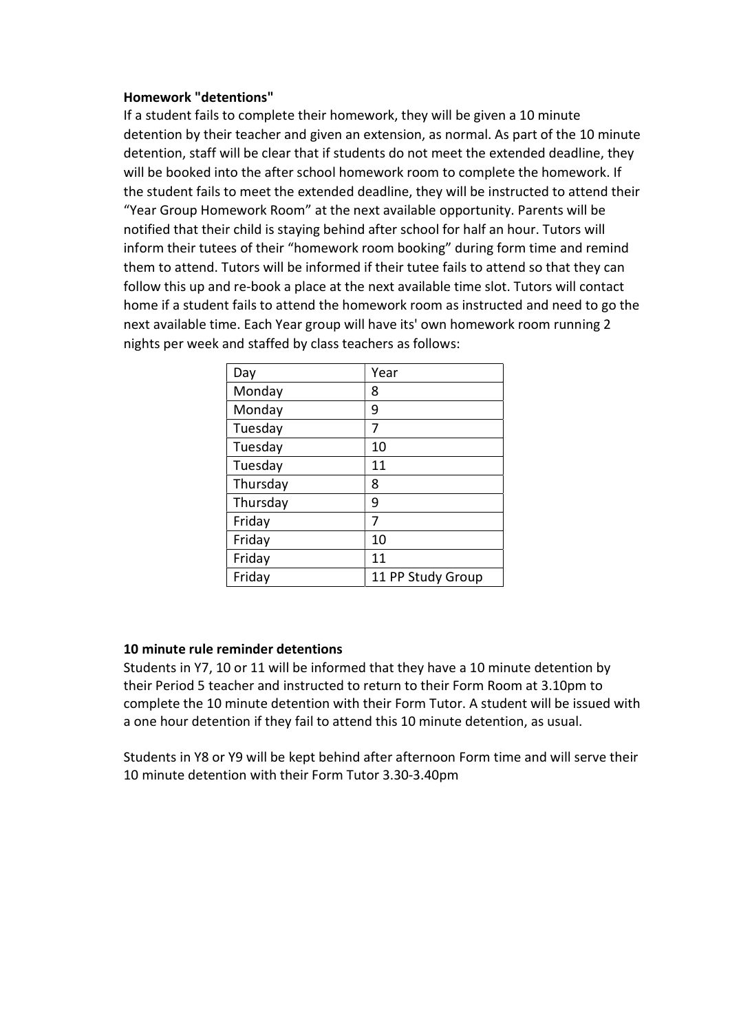**Homework "detentions"**

If a student fails to complete their homework, they will be given a 10 minute detention by their teacher and given an extension, as normal. As part of the 10 minute detention, staff will be clear that if students do not meet the extended deadline, they will be booked into the after school homework room to complete the homework. If the student fails to meet the extended deadline, they will be instructed to attend their "Year Group Homework Room" at the next available opportunity. Parents will be notified that their child is staying behind after school for half an hour. Tutors will inform their tutees of their "homework room booking" during form time and remind them to attend. Tutors will be informed if their tutee fails to attend so that they can follow this up and re-book a place at the next available time slot. Tutors will contact home if a student fails to attend the homework room as instructed and need to go the next available time. Each Year group will have its' own homework room running 2 nights per week and staffed by class teachers as follows:

| Day | Year |
|---|---|
| Monday | 8 |
| Monday | 9 |
| Tuesday | 7 |
| Tuesday | 10 |
| Tuesday | 11 |
| Thursday | 8 |
| Thursday | 9 |
| Friday | 7 |
| Friday | 10 |
| Friday | 11 |
| Friday | 11 PP Study Group |

**10 minute rule reminder detentions**

Students in Y7, 10 or 11 will be informed that they have a 10 minute detention by their Period 5 teacher and instructed to return to their Form Room at 3.10pm to complete the 10 minute detention with their Form Tutor. A student will be issued with a one hour detention if they fail to attend this 10 minute detention, as usual.

Students in Y8 or Y9 will be kept behind after afternoon Form time and will serve their 10 minute detention with their Form Tutor 3.30-3.40pm